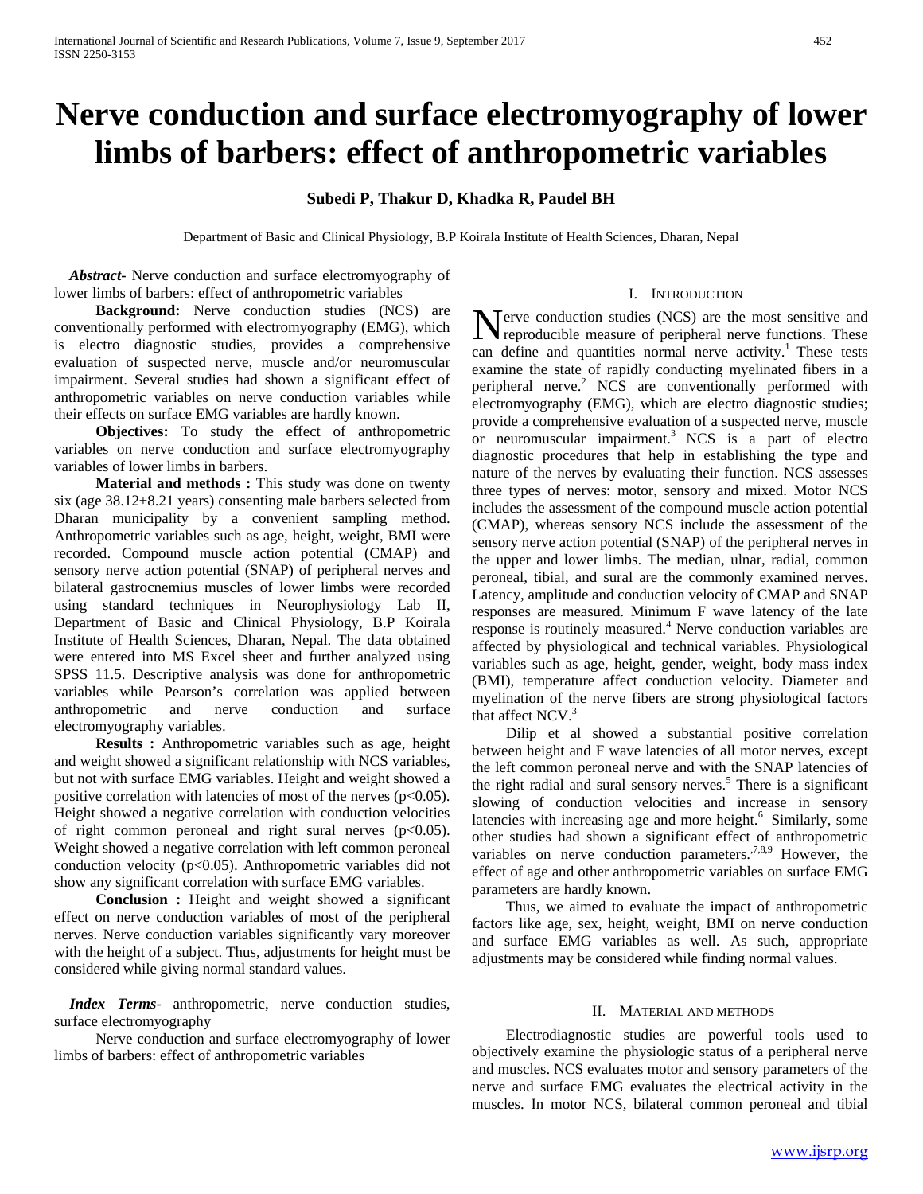# Nerve conduction and surface electromyography of lower limbs of barbers: effect of anthropometric variables

**Subedi P, Thakur D, Khadka R, Paudel BH**

Department of Basic and Clinical Physiology, B.P Koirala Institute of Health Sciences, Dharan, Nepal

***Abstract***- Nerve conduction and surface electromyography of lower limbs of barbers: effect of anthropometric variables

**Background:** Nerve conduction studies (NCS) are conventionally performed with electromyography (EMG), which is electro diagnostic studies, provides a comprehensive evaluation of suspected nerve, muscle and/or neuromuscular impairment. Several studies had shown a significant effect of anthropometric variables on nerve conduction variables while their effects on surface EMG variables are hardly known.

**Objectives:** To study the effect of anthropometric variables on nerve conduction and surface electromyography variables of lower limbs in barbers.

**Material and methods :** This study was done on twenty six (age 38.12±8.21 years) consenting male barbers selected from Dharan municipality by a convenient sampling method. Anthropometric variables such as age, height, weight, BMI were recorded. Compound muscle action potential (CMAP) and sensory nerve action potential (SNAP) of peripheral nerves and bilateral gastrocnemius muscles of lower limbs were recorded using standard techniques in Neurophysiology Lab II, Department of Basic and Clinical Physiology, B.P Koirala Institute of Health Sciences, Dharan, Nepal. The data obtained were entered into MS Excel sheet and further analyzed using SPSS 11.5. Descriptive analysis was done for anthropometric variables while Pearson's correlation was applied between anthropometric and nerve conduction and surface electromyography variables.

**Results :** Anthropometric variables such as age, height and weight showed a significant relationship with NCS variables, but not with surface EMG variables. Height and weight showed a positive correlation with latencies of most of the nerves ($p<0.05$). Height showed a negative correlation with conduction velocities of right common peroneal and right sural nerves ($p<0.05$). Weight showed a negative correlation with left common peroneal conduction velocity ($p<0.05$). Anthropometric variables did not show any significant correlation with surface EMG variables.

**Conclusion :** Height and weight showed a significant effect on nerve conduction variables of most of the peripheral nerves. Nerve conduction variables significantly vary moreover with the height of a subject. Thus, adjustments for height must be considered while giving normal standard values.

***Index Terms***- anthropometric, nerve conduction studies, surface electromyography

Nerve conduction and surface electromyography of lower limbs of barbers: effect of anthropometric variables

## I. Introduction

Nerve conduction studies (NCS) are the most sensitive and reproducible measure of peripheral nerve functions. These can define and quantities normal nerve activity.[1] These tests examine the state of rapidly conducting myelinated fibers in a peripheral nerve.[2] NCS are conventionally performed with electromyography (EMG), which are electro diagnostic studies; provide a comprehensive evaluation of a suspected nerve, muscle or neuromuscular impairment.[3] NCS is a part of electro diagnostic procedures that help in establishing the type and nature of the nerves by evaluating their function. NCS assesses three types of nerves: motor, sensory and mixed. Motor NCS includes the assessment of the compound muscle action potential (CMAP), whereas sensory NCS include the assessment of the sensory nerve action potential (SNAP) of the peripheral nerves in the upper and lower limbs. The median, ulnar, radial, common peroneal, tibial, and sural are the commonly examined nerves. Latency, amplitude and conduction velocity of CMAP and SNAP responses are measured. Minimum F wave latency of the late response is routinely measured.[4] Nerve conduction variables are affected by physiological and technical variables. Physiological variables such as age, height, gender, weight, body mass index (BMI), temperature affect conduction velocity. Diameter and myelination of the nerve fibers are strong physiological factors that affect NCV.[3]

Dilip et al showed a substantial positive correlation between height and F wave latencies of all motor nerves, except the left common peroneal nerve and with the SNAP latencies of the right radial and sural sensory nerves.[5] There is a significant slowing of conduction velocities and increase in sensory latencies with increasing age and more height.[6] Similarly, some other studies had shown a significant effect of anthropometric variables on nerve conduction parameters.[7,8,9] However, the effect of age and other anthropometric variables on surface EMG parameters are hardly known.

Thus, we aimed to evaluate the impact of anthropometric factors like age, sex, height, weight, BMI on nerve conduction and surface EMG variables as well. As such, appropriate adjustments may be considered while finding normal values.

## II. Material and methods

Electrodiagnostic studies are powerful tools used to objectively examine the physiologic status of a peripheral nerve and muscles. NCS evaluates motor and sensory parameters of the nerve and surface EMG evaluates the electrical activity in the muscles. In motor NCS, bilateral common peroneal and tibial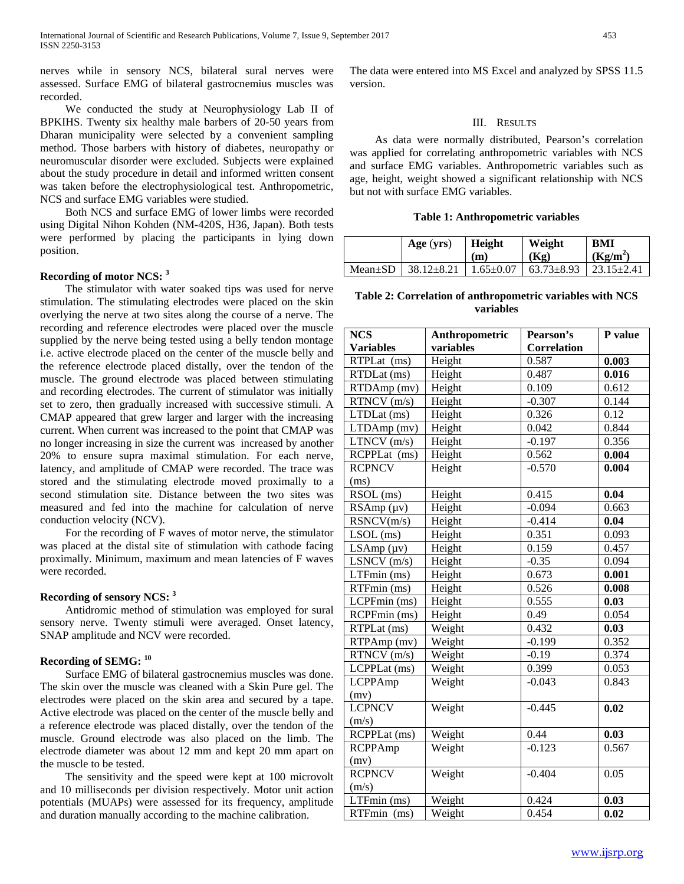nerves while in sensory NCS, bilateral sural nerves were assessed. Surface EMG of bilateral gastrocnemius muscles was recorded.

We conducted the study at Neurophysiology Lab II of BPKIHS. Twenty six healthy male barbers of 20-50 years from Dharan municipality were selected by a convenient sampling method. Those barbers with history of diabetes, neuropathy or neuromuscular disorder were excluded. Subjects were explained about the study procedure in detail and informed written consent was taken before the electrophysiological test. Anthropometric, NCS and surface EMG variables were studied.

Both NCS and surface EMG of lower limbs were recorded using Digital Nihon Kohden (NM-420S, H36, Japan). Both tests were performed by placing the participants in lying down position.

**Recording of motor NCS: [3]**

The stimulator with water soaked tips was used for nerve stimulation. The stimulating electrodes were placed on the skin overlying the nerve at two sites along the course of a nerve. The recording and reference electrodes were placed over the muscle supplied by the nerve being tested using a belly tendon montage i.e. active electrode placed on the center of the muscle belly and the reference electrode placed distally, over the tendon of the muscle. The ground electrode was placed between stimulating and recording electrodes. The current of stimulator was initially set to zero, then gradually increased with successive stimuli. A CMAP appeared that grew larger and larger with the increasing current. When current was increased to the point that CMAP was no longer increasing in size the current was increased by another 20% to ensure supra maximal stimulation. For each nerve, latency, and amplitude of CMAP were recorded. The trace was stored and the stimulating electrode moved proximally to a second stimulation site. Distance between the two sites was measured and fed into the machine for calculation of nerve conduction velocity (NCV).

For the recording of F waves of motor nerve, the stimulator was placed at the distal site of stimulation with cathode facing proximally. Minimum, maximum and mean latencies of F waves were recorded.

**Recording of sensory NCS: [3]**

Antidromic method of stimulation was employed for sural sensory nerve. Twenty stimuli were averaged. Onset latency, SNAP amplitude and NCV were recorded.

**Recording of SEMG: [10]**

Surface EMG of bilateral gastrocnemius muscles was done. The skin over the muscle was cleaned with a Skin Pure gel. The electrodes were placed on the skin area and secured by a tape. Active electrode was placed on the center of the muscle belly and a reference electrode was placed distally, over the tendon of the muscle. Ground electrode was also placed on the limb. The electrode diameter was about 12 mm and kept 20 mm apart on the muscle to be tested.

The sensitivity and the speed were kept at 100 microvolt and 10 milliseconds per division respectively. Motor unit action potentials (MUAPs) were assessed for its frequency, amplitude and duration manually according to the machine calibration.

The data were entered into MS Excel and analyzed by SPSS 11.5 version.

## III. Results

As data were normally distributed, Pearson's correlation was applied for correlating anthropometric variables with NCS and surface EMG variables. Anthropometric variables such as age, height, weight showed a significant relationship with NCS but not with surface EMG variables.

**Table 1: Anthropometric variables**

| | Age (yrs) | Height (m) | Weight (Kg) | BMI ($Kg/m^2$) |
|---|---|---|---|---|
| Mean±SD | 38.12±8.21 | 1.65±0.07 | 63.73±8.93 | 23.15±2.41 |

**Table 2: Correlation of anthropometric variables with NCS variables**

| NCS Variables | Anthropometric variables | Pearson's Correlation | P value |
|---|---|---|---|
| RTPLat (ms) | Height | 0.587 | **0.003** |
| RTDLat (ms) | Height | 0.487 | **0.016** |
| RTDAmp (mv) | Height | 0.109 | 0.612 |
| RTNCV (m/s) | Height | -0.307 | 0.144 |
| LTDLat (ms) | Height | 0.326 | 0.12 |
| LTDAmp (mv) | Height | 0.042 | 0.844 |
| LTNCV (m/s) | Height | -0.197 | 0.356 |
| RCPPLat (ms) | Height | 0.562 | **0.004** |
| RCPNCV (ms) | Height | -0.570 | **0.004** |
| RSOL (ms) | Height | 0.415 | **0.04** |
| RSAmp (µv) | Height | -0.094 | 0.663 |
| RSNCV(m/s) | Height | -0.414 | **0.04** |
| LSOL (ms) | Height | 0.351 | 0.093 |
| LSAmp (µv) | Height | 0.159 | 0.457 |
| LSNCV (m/s) | Height | -0.35 | 0.094 |
| LTFmin (ms) | Height | 0.673 | **0.001** |
| RTFmin (ms) | Height | 0.526 | **0.008** |
| LCPFmin (ms) | Height | 0.555 | **0.03** |
| RCPFmin (ms) | Height | 0.49 | 0.054 |
| RTPLat (ms) | Weight | 0.432 | **0.03** |
| RTPAmp (mv) | Weight | -0.199 | 0.352 |
| RTNCV (m/s) | Weight | -0.19 | 0.374 |
| LCPPLat (ms) | Weight | 0.399 | 0.053 |
| LCPPAmp (mv) | Weight | -0.043 | 0.843 |
| LCPNCV (m/s) | Weight | -0.445 | **0.02** |
| RCPPLat (ms) | Weight | 0.44 | **0.03** |
| RCPPAmp (mv) | Weight | -0.123 | 0.567 |
| RCPNCV (m/s) | Weight | -0.404 | 0.05 |
| LTFmin (ms) | Weight | 0.424 | **0.03** |
| RTFmin (ms) | Weight | 0.454 | **0.02** |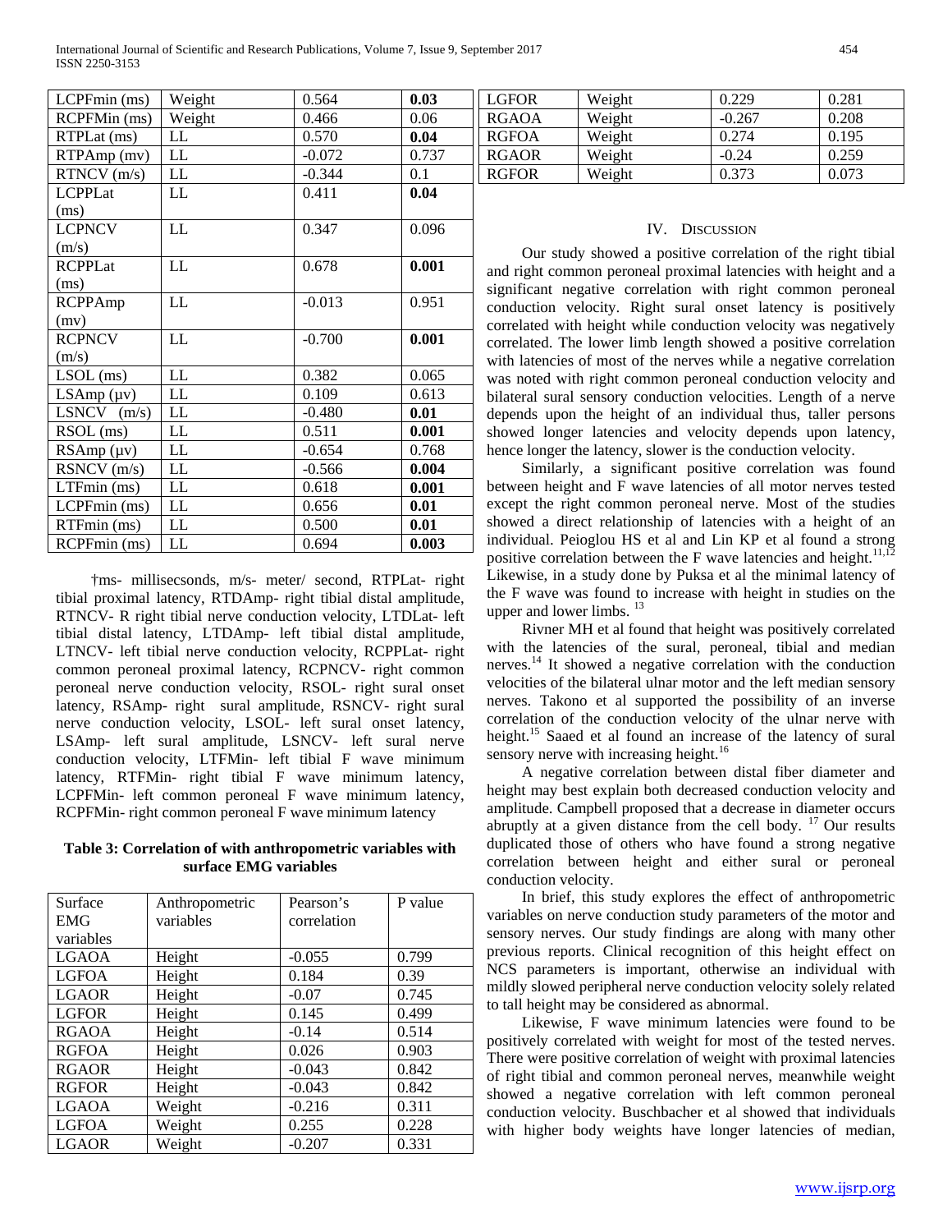| LCPFmin (ms) | Weight | 0.564 | **0.03** |
|---|---|---|---|
| RCPFMin (ms) | Weight | 0.466 | 0.06 |
| RTPLat (ms) | LL | 0.570 | **0.04** |
| RTPAmp (mv) | LL | -0.072 | 0.737 |
| RTNCV (m/s) | LL | -0.344 | 0.1 |
| LCPPLat (ms) | LL | 0.411 | **0.04** |
| LCPNCV (m/s) | LL | 0.347 | 0.096 |
| RCPPLat (ms) | LL | 0.678 | **0.001** |
| RCPPAmp (mv) | LL | -0.013 | 0.951 |
| RCPNCV (m/s) | LL | -0.700 | **0.001** |
| LSOL (ms) | LL | 0.382 | 0.065 |
| LSAmp (µv) | LL | 0.109 | 0.613 |
| LSNCV (m/s) | LL | -0.480 | **0.01** |
| RSOL (ms) | LL | 0.511 | **0.001** |
| RSAmp (µv) | LL | -0.654 | 0.768 |
| RSNCV (m/s) | LL | -0.566 | **0.004** |
| LTFmin (ms) | LL | 0.618 | **0.001** |
| LCPFmin (ms) | LL | 0.656 | **0.01** |
| RTFmin (ms) | LL | 0.500 | **0.01** |
| RCPFmin (ms) | LL | 0.694 | **0.003** |

†ms- millisecsonds, m/s- meter/ second, RTPLat- right tibial proximal latency, RTDAmp- right tibial distal amplitude, RTNCV- R right tibial nerve conduction velocity, LTDLat- left tibial distal latency, LTDAmp- left tibial distal amplitude, LTNCV- left tibial nerve conduction velocity, RCPPLat- right common peroneal proximal latency, RCPNCV- right common peroneal nerve conduction velocity, RSOL- right sural onset latency, RSAmp- right sural amplitude, RSNCV- right sural nerve conduction velocity, LSOL- left sural onset latency, LSAmp- left sural amplitude, LSNCV- left sural nerve conduction velocity, LTFMin- left tibial F wave minimum latency, RTFMin- right tibial F wave minimum latency, LCPFMin- left common peroneal F wave minimum latency, RCPFMin- right common peroneal F wave minimum latency

**Table 3: Correlation of with anthropometric variables with surface EMG variables**

| Surface EMG variables | Anthropometric variables | Pearson's correlation | P value |
|---|---|---|---|
| LGAOA | Height | -0.055 | 0.799 |
| LGFOA | Height | 0.184 | 0.39 |
| LGAOR | Height | -0.07 | 0.745 |
| LGFOR | Height | 0.145 | 0.499 |
| RGAOA | Height | -0.14 | 0.514 |
| RGFOA | Height | 0.026 | 0.903 |
| RGAOR | Height | -0.043 | 0.842 |
| RGFOR | Height | -0.043 | 0.842 |
| LGAOA | Weight | -0.216 | 0.311 |
| LGFOA | Weight | 0.255 | 0.228 |
| LGAOR | Weight | -0.207 | 0.331 |
| LGFOR | Weight | 0.229 | 0.281 |
| RGAOA | Weight | -0.267 | 0.208 |
| RGFOA | Weight | 0.274 | 0.195 |
| RGAOR | Weight | -0.24 | 0.259 |
| RGFOR | Weight | 0.373 | 0.073 |

## IV. Discussion

Our study showed a positive correlation of the right tibial and right common peroneal proximal latencies with height and a significant negative correlation with right common peroneal conduction velocity. Right sural onset latency is positively correlated with height while conduction velocity was negatively correlated. The lower limb length showed a positive correlation with latencies of most of the nerves while a negative correlation was noted with right common peroneal conduction velocity and bilateral sural sensory conduction velocities. Length of a nerve depends upon the height of an individual thus, taller persons showed longer latencies and velocity depends upon latency, hence longer the latency, slower is the conduction velocity.

Similarly, a significant positive correlation was found between height and F wave latencies of all motor nerves tested except the right common peroneal nerve. Most of the studies showed a direct relationship of latencies with a height of an individual. Peioglou HS et al and Lin KP et al found a strong positive correlation between the F wave latencies and height.[11,12] Likewise, in a study done by Puksa et al the minimal latency of the F wave was found to increase with height in studies on the upper and lower limbs. [13]

Rivner MH et al found that height was positively correlated with the latencies of the sural, peroneal, tibial and median nerves.[14] It showed a negative correlation with the conduction velocities of the bilateral ulnar motor and the left median sensory nerves. Takono et al supported the possibility of an inverse correlation of the conduction velocity of the ulnar nerve with height.[15] Saaed et al found an increase of the latency of sural sensory nerve with increasing height.[16]

A negative correlation between distal fiber diameter and height may best explain both decreased conduction velocity and amplitude. Campbell proposed that a decrease in diameter occurs abruptly at a given distance from the cell body. [17] Our results duplicated those of others who have found a strong negative correlation between height and either sural or peroneal conduction velocity.

In brief, this study explores the effect of anthropometric variables on nerve conduction study parameters of the motor and sensory nerves. Our study findings are along with many other previous reports. Clinical recognition of this height effect on NCS parameters is important, otherwise an individual with mildly slowed peripheral nerve conduction velocity solely related to tall height may be considered as abnormal.

Likewise, F wave minimum latencies were found to be positively correlated with weight for most of the tested nerves. There were positive correlation of weight with proximal latencies of right tibial and common peroneal nerves, meanwhile weight showed a negative correlation with left common peroneal conduction velocity. Buschbacher et al showed that individuals with higher body weights have longer latencies of median,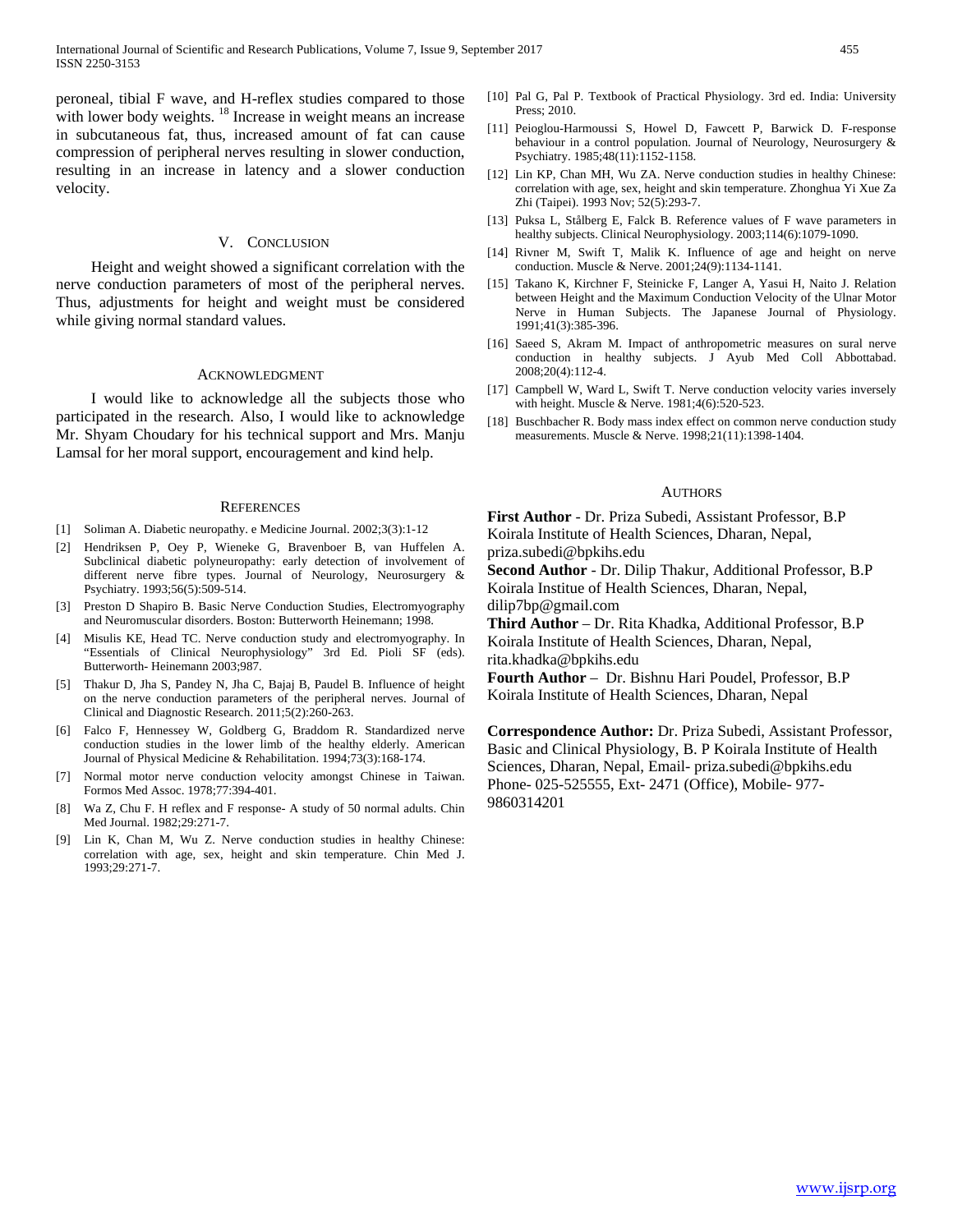peroneal, tibial F wave, and H-reflex studies compared to those with lower body weights. [18] Increase in weight means an increase in subcutaneous fat, thus, increased amount of fat can cause compression of peripheral nerves resulting in slower conduction, resulting in an increase in latency and a slower conduction velocity.

## V. Conclusion

Height and weight showed a significant correlation with the nerve conduction parameters of most of the peripheral nerves. Thus, adjustments for height and weight must be considered while giving normal standard values.

## Acknowledgment

I would like to acknowledge all the subjects those who participated in the research. Also, I would like to acknowledge Mr. Shyam Choudary for his technical support and Mrs. Manju Lamsal for her moral support, encouragement and kind help.

## References

[1] Soliman A. Diabetic neuropathy. e Medicine Journal. 2002;3(3):1-12

[2] Hendriksen P, Oey P, Wieneke G, Bravenboer B, van Huffelen A. Subclinical diabetic polyneuropathy: early detection of involvement of different nerve fibre types. Journal of Neurology, Neurosurgery & Psychiatry. 1993;56(5):509-514.

[3] Preston D Shapiro B. Basic Nerve Conduction Studies, Electromyography and Neuromuscular disorders. Boston: Butterworth Heinemann; 1998.

[4] Misulis KE, Head TC. Nerve conduction study and electromyography. In "Essentials of Clinical Neurophysiology" 3rd Ed. Pioli SF (eds). Butterworth- Heinemann 2003;987.

[5] Thakur D, Jha S, Pandey N, Jha C, Bajaj B, Paudel B. Influence of height on the nerve conduction parameters of the peripheral nerves. Journal of Clinical and Diagnostic Research. 2011;5(2):260-263.

[6] Falco F, Hennessey W, Goldberg G, Braddom R. Standardized nerve conduction studies in the lower limb of the healthy elderly. American Journal of Physical Medicine & Rehabilitation. 1994;73(3):168-174.

[7] Normal motor nerve conduction velocity amongst Chinese in Taiwan. Formos Med Assoc. 1978;77:394-401.

[8] Wa Z, Chu F. H reflex and F response- A study of 50 normal adults. Chin Med Journal. 1982;29:271-7.

[9] Lin K, Chan M, Wu Z. Nerve conduction studies in healthy Chinese: correlation with age, sex, height and skin temperature. Chin Med J. 1993;29:271-7.

[10] Pal G, Pal P. Textbook of Practical Physiology. 3rd ed. India: University Press; 2010.

[11] Peioglou-Harmoussi S, Howel D, Fawcett P, Barwick D. F-response behaviour in a control population. Journal of Neurology, Neurosurgery & Psychiatry. 1985;48(11):1152-1158.

[12] Lin KP, Chan MH, Wu ZA. Nerve conduction studies in healthy Chinese: correlation with age, sex, height and skin temperature. Zhonghua Yi Xue Za Zhi (Taipei). 1993 Nov; 52(5):293-7.

[13] Puksa L, Stålberg E, Falck B. Reference values of F wave parameters in healthy subjects. Clinical Neurophysiology. 2003;114(6):1079-1090.

[14] Rivner M, Swift T, Malik K. Influence of age and height on nerve conduction. Muscle & Nerve. 2001;24(9):1134-1141.

[15] Takano K, Kirchner F, Steinicke F, Langer A, Yasui H, Naito J. Relation between Height and the Maximum Conduction Velocity of the Ulnar Motor Nerve in Human Subjects. The Japanese Journal of Physiology. 1991;41(3):385-396.

[16] Saeed S, Akram M. Impact of anthropometric measures on sural nerve conduction in healthy subjects. J Ayub Med Coll Abbottabad. 2008;20(4):112-4.

[17] Campbell W, Ward L, Swift T. Nerve conduction velocity varies inversely with height. Muscle & Nerve. 1981;4(6):520-523.

[18] Buschbacher R. Body mass index effect on common nerve conduction study measurements. Muscle & Nerve. 1998;21(11):1398-1404.

## Authors

**First Author** - Dr. Priza Subedi, Assistant Professor, B.P Koirala Institute of Health Sciences, Dharan, Nepal, priza.subedi@bpkihs.edu

**Second Author** - Dr. Dilip Thakur, Additional Professor, B.P Koirala Institue of Health Sciences, Dharan, Nepal, dilip7bp@gmail.com

**Third Author** – Dr. Rita Khadka, Additional Professor, B.P Koirala Institute of Health Sciences, Dharan, Nepal, rita.khadka@bpkihs.edu

**Fourth Author** – Dr. Bishnu Hari Poudel, Professor, B.P Koirala Institute of Health Sciences, Dharan, Nepal

**Correspondence Author:** Dr. Priza Subedi, Assistant Professor, Basic and Clinical Physiology, B. P Koirala Institute of Health Sciences, Dharan, Nepal, Email- priza.subedi@bpkihs.edu Phone- 025-525555, Ext- 2471 (Office), Mobile- 977-9860314201